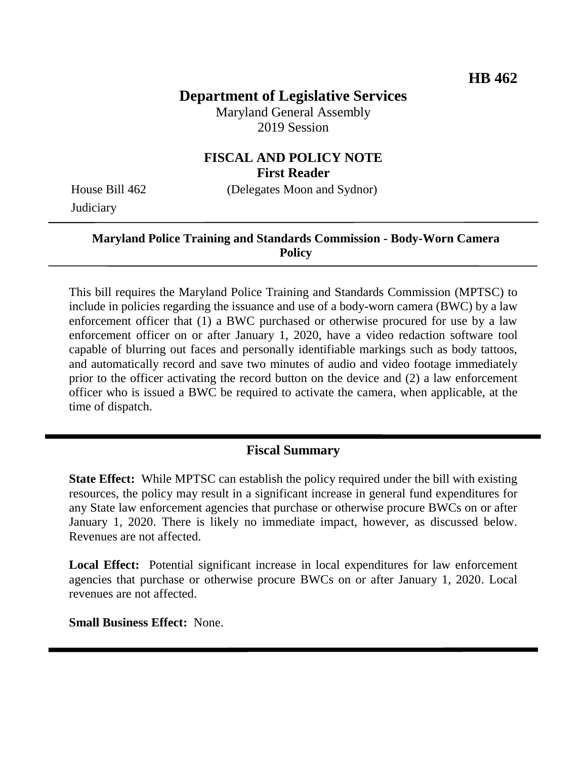**HB 462**

# Department of Legislative Services

Maryland General Assembly
2019 Session

## FISCAL AND POLICY NOTE
**First Reader**

House Bill 462 (Delegates Moon and Sydnor)
Judiciary

---

**Maryland Police Training and Standards Commission - Body-Worn Camera Policy**

---

This bill requires the Maryland Police Training and Standards Commission (MPTSC) to include in policies regarding the issuance and use of a body-worn camera (BWC) by a law enforcement officer that (1) a BWC purchased or otherwise procured for use by a law enforcement officer on or after January 1, 2020, have a video redaction software tool capable of blurring out faces and personally identifiable markings such as body tattoos, and automatically record and save two minutes of audio and video footage immediately prior to the officer activating the record button on the device and (2) a law enforcement officer who is issued a BWC be required to activate the camera, when applicable, at the time of dispatch.

---

## Fiscal Summary

**State Effect:** While MPTSC can establish the policy required under the bill with existing resources, the policy may result in a significant increase in general fund expenditures for any State law enforcement agencies that purchase or otherwise procure BWCs on or after January 1, 2020. There is likely no immediate impact, however, as discussed below. Revenues are not affected.

**Local Effect:** Potential significant increase in local expenditures for law enforcement agencies that purchase or otherwise procure BWCs on or after January 1, 2020. Local revenues are not affected.

**Small Business Effect:** None.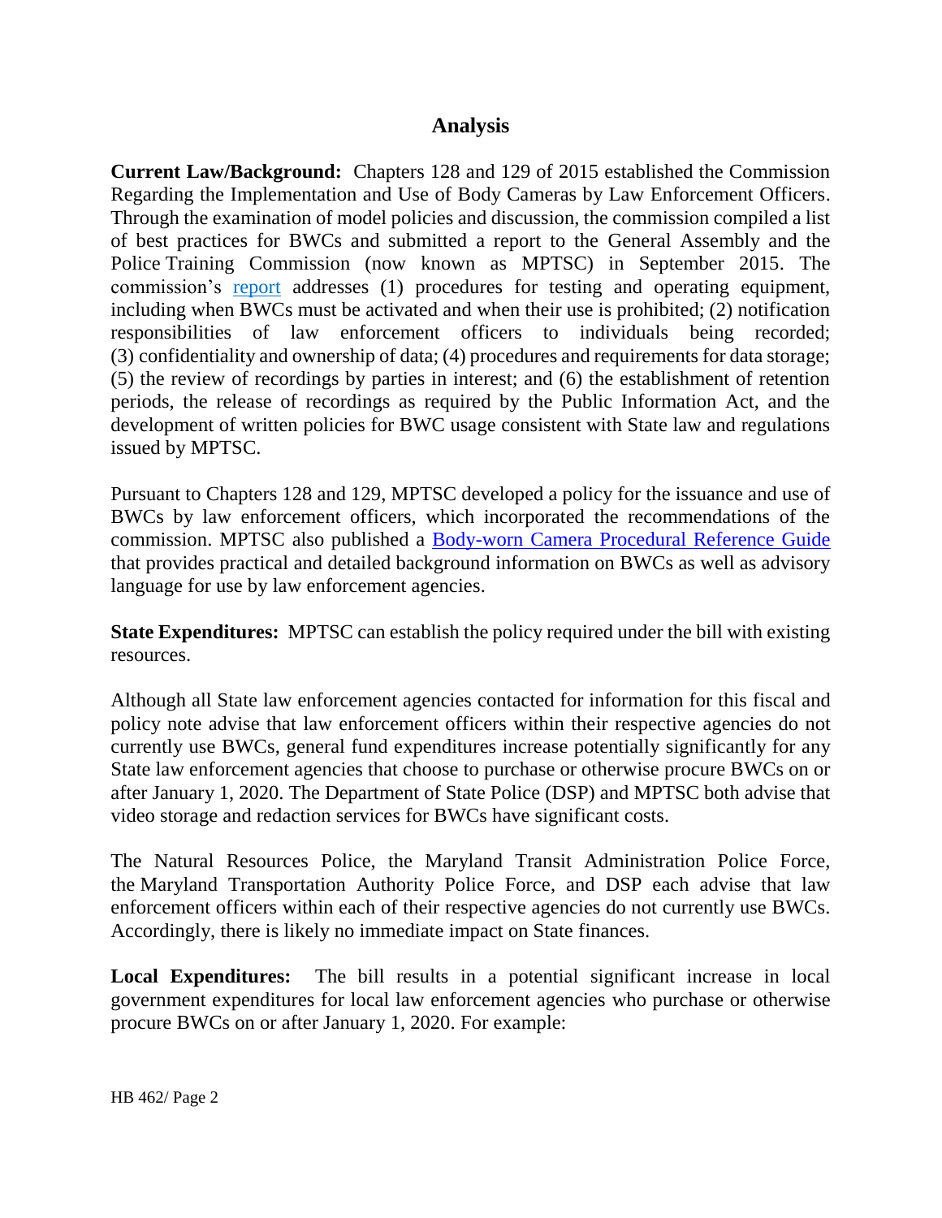## Analysis

**Current Law/Background:** Chapters 128 and 129 of 2015 established the Commission Regarding the Implementation and Use of Body Cameras by Law Enforcement Officers. Through the examination of model policies and discussion, the commission compiled a list of best practices for BWCs and submitted a report to the General Assembly and the Police Training Commission (now known as MPTSC) in September 2015. The commission's report addresses (1) procedures for testing and operating equipment, including when BWCs must be activated and when their use is prohibited; (2) notification responsibilities of law enforcement officers to individuals being recorded; (3) confidentiality and ownership of data; (4) procedures and requirements for data storage; (5) the review of recordings by parties in interest; and (6) the establishment of retention periods, the release of recordings as required by the Public Information Act, and the development of written policies for BWC usage consistent with State law and regulations issued by MPTSC.

Pursuant to Chapters 128 and 129, MPTSC developed a policy for the issuance and use of BWCs by law enforcement officers, which incorporated the recommendations of the commission. MPTSC also published a Body-worn Camera Procedural Reference Guide that provides practical and detailed background information on BWCs as well as advisory language for use by law enforcement agencies.

**State Expenditures:** MPTSC can establish the policy required under the bill with existing resources.

Although all State law enforcement agencies contacted for information for this fiscal and policy note advise that law enforcement officers within their respective agencies do not currently use BWCs, general fund expenditures increase potentially significantly for any State law enforcement agencies that choose to purchase or otherwise procure BWCs on or after January 1, 2020. The Department of State Police (DSP) and MPTSC both advise that video storage and redaction services for BWCs have significant costs.

The Natural Resources Police, the Maryland Transit Administration Police Force, the Maryland Transportation Authority Police Force, and DSP each advise that law enforcement officers within each of their respective agencies do not currently use BWCs. Accordingly, there is likely no immediate impact on State finances.

**Local Expenditures:** The bill results in a potential significant increase in local government expenditures for local law enforcement agencies who purchase or otherwise procure BWCs on or after January 1, 2020. For example: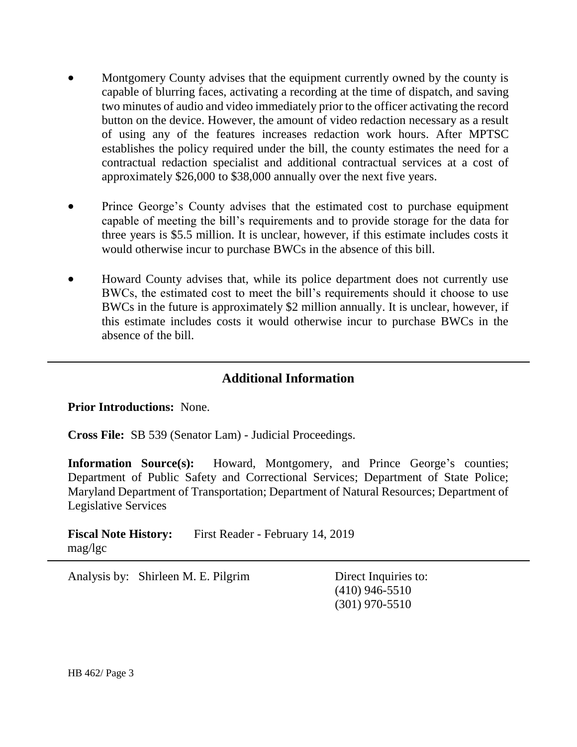- Montgomery County advises that the equipment currently owned by the county is capable of blurring faces, activating a recording at the time of dispatch, and saving two minutes of audio and video immediately prior to the officer activating the record button on the device. However, the amount of video redaction necessary as a result of using any of the features increases redaction work hours. After MPTSC establishes the policy required under the bill, the county estimates the need for a contractual redaction specialist and additional contractual services at a cost of approximately $26,000 to $38,000 annually over the next five years.

- Prince George's County advises that the estimated cost to purchase equipment capable of meeting the bill's requirements and to provide storage for the data for three years is $5.5 million. It is unclear, however, if this estimate includes costs it would otherwise incur to purchase BWCs in the absence of this bill.

- Howard County advises that, while its police department does not currently use BWCs, the estimated cost to meet the bill's requirements should it choose to use BWCs in the future is approximately $2 million annually. It is unclear, however, if this estimate includes costs it would otherwise incur to purchase BWCs in the absence of the bill.

## Additional Information

**Prior Introductions:** None.

**Cross File:** SB 539 (Senator Lam) - Judicial Proceedings.

**Information Source(s):** Howard, Montgomery, and Prince George's counties; Department of Public Safety and Correctional Services; Department of State Police; Maryland Department of Transportation; Department of Natural Resources; Department of Legislative Services

**Fiscal Note History:** First Reader - February 14, 2019
mag/lgc

Analysis by: Shirleen M. E. Pilgrim

Direct Inquiries to:
(410) 946-5510
(301) 970-5510